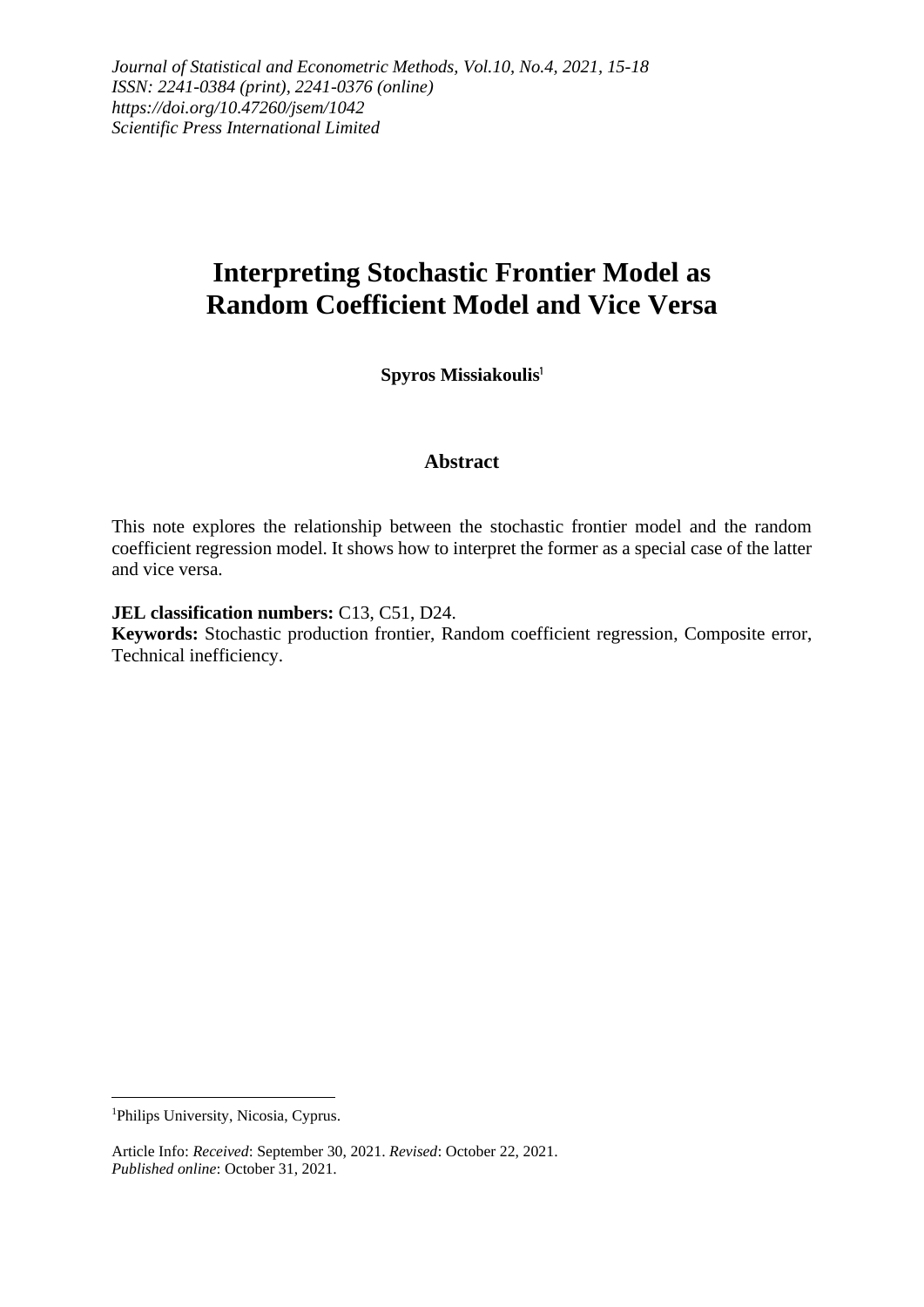*Journal of Statistical and Econometric Methods, Vol.10, No.4, 2021, 15-18*
*ISSN: 2241-0384 (print), 2241-0376 (online)*
*https://doi.org/10.47260/jsem/1042*
*Scientific Press International Limited*

# Interpreting Stochastic Frontier Model as Random Coefficient Model and Vice Versa

**Spyros Missiakoulis**[1]

## Abstract

This note explores the relationship between the stochastic frontier model and the random coefficient regression model. It shows how to interpret the former as a special case of the latter and vice versa.

**JEL classification numbers:** C13, C51, D24.
**Keywords:** Stochastic production frontier, Random coefficient regression, Composite error, Technical inefficiency.

---

[1]Philips University, Nicosia, Cyprus.

Article Info: *Received*: September 30, 2021. *Revised*: October 22, 2021.
*Published online*: October 31, 2021.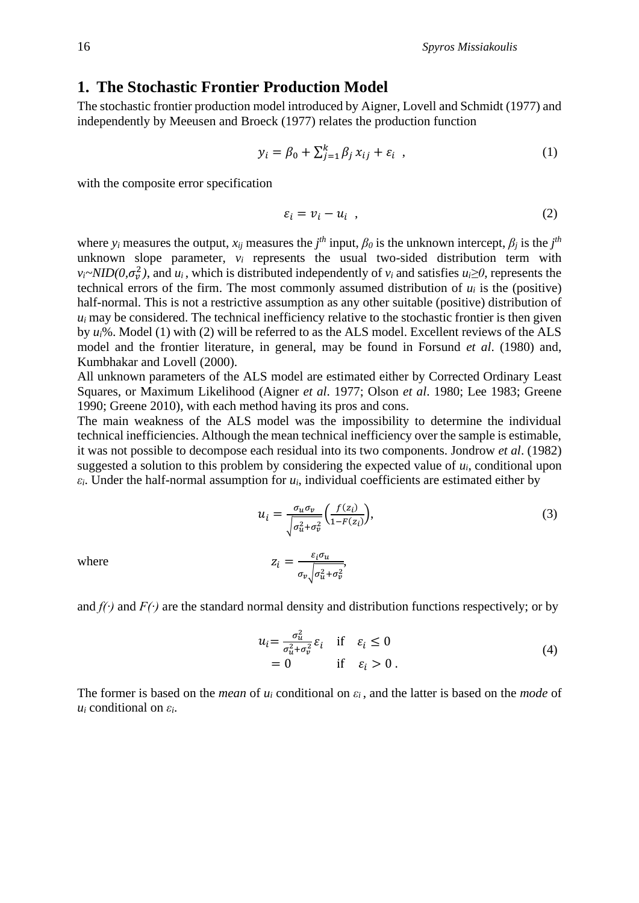## 1. The Stochastic Frontier Production Model

The stochastic frontier production model introduced by Aigner, Lovell and Schmidt (1977) and independently by Meeusen and Broeck (1977) relates the production function

$$y_i = \beta_0 + \sum_{j=1}^{k} \beta_j x_{ij} + \varepsilon_i \ \ , \tag{1}$$

with the composite error specification

$$\varepsilon_i = v_i - u_i \ \ , \tag{2}$$

where $y_i$ measures the output, $x_{ij}$ measures the $j^{th}$ input, $\beta_0$ is the unknown intercept, $\beta_j$ is the $j^{th}$ unknown slope parameter, $v_i$ represents the usual two-sided distribution term with $v_i \sim NID(0,\sigma_v^2)$, and $u_i$, which is distributed independently of $v_i$ and satisfies $u_i \geq 0$, represents the technical errors of the firm. The most commonly assumed distribution of $u_i$ is the (positive) half-normal. This is not a restrictive assumption as any other suitable (positive) distribution of $u_i$ may be considered. The technical inefficiency relative to the stochastic frontier is then given by $u_i$%. Model (1) with (2) will be referred to as the ALS model. Excellent reviews of the ALS model and the frontier literature, in general, may be found in Forsund *et al*. (1980) and, Kumbhakar and Lovell (2000).

All unknown parameters of the ALS model are estimated either by Corrected Ordinary Least Squares, or Maximum Likelihood (Aigner *et al*. 1977; Olson *et al*. 1980; Lee 1983; Greene 1990; Greene 2010), with each method having its pros and cons.

The main weakness of the ALS model was the impossibility to determine the individual technical inefficiencies. Although the mean technical inefficiency over the sample is estimable, it was not possible to decompose each residual into its two components. Jondrow *et al*. (1982) suggested a solution to this problem by considering the expected value of $u_i$, conditional upon $\varepsilon_i$. Under the half-normal assumption for $u_i$, individual coefficients are estimated either by

$$u_i = \frac{\sigma_u \sigma_v}{\sqrt{\sigma_u^2 + \sigma_v^2}} \left( \frac{f(z_i)}{1 - F(z_i)} \right), \tag{3}$$

where

$$z_i = \frac{\varepsilon_i \sigma_u}{\sigma_v \sqrt{\sigma_u^2 + \sigma_v^2}},$$

and $f(\cdot)$ and $F(\cdot)$ are the standard normal density and distribution functions respectively; or by

$$\begin{aligned} u_i &= \frac{\sigma_u^2}{\sigma_u^2 + \sigma_v^2} \varepsilon_i \quad \text{if} \quad \varepsilon_i \leq 0 \\ &= 0 \qquad\qquad\quad \text{if} \quad \varepsilon_i > 0 \, . \end{aligned} \tag{4}$$

The former is based on the *mean* of $u_i$ conditional on $\varepsilon_i$, and the latter is based on the *mode* of $u_i$ conditional on $\varepsilon_i$.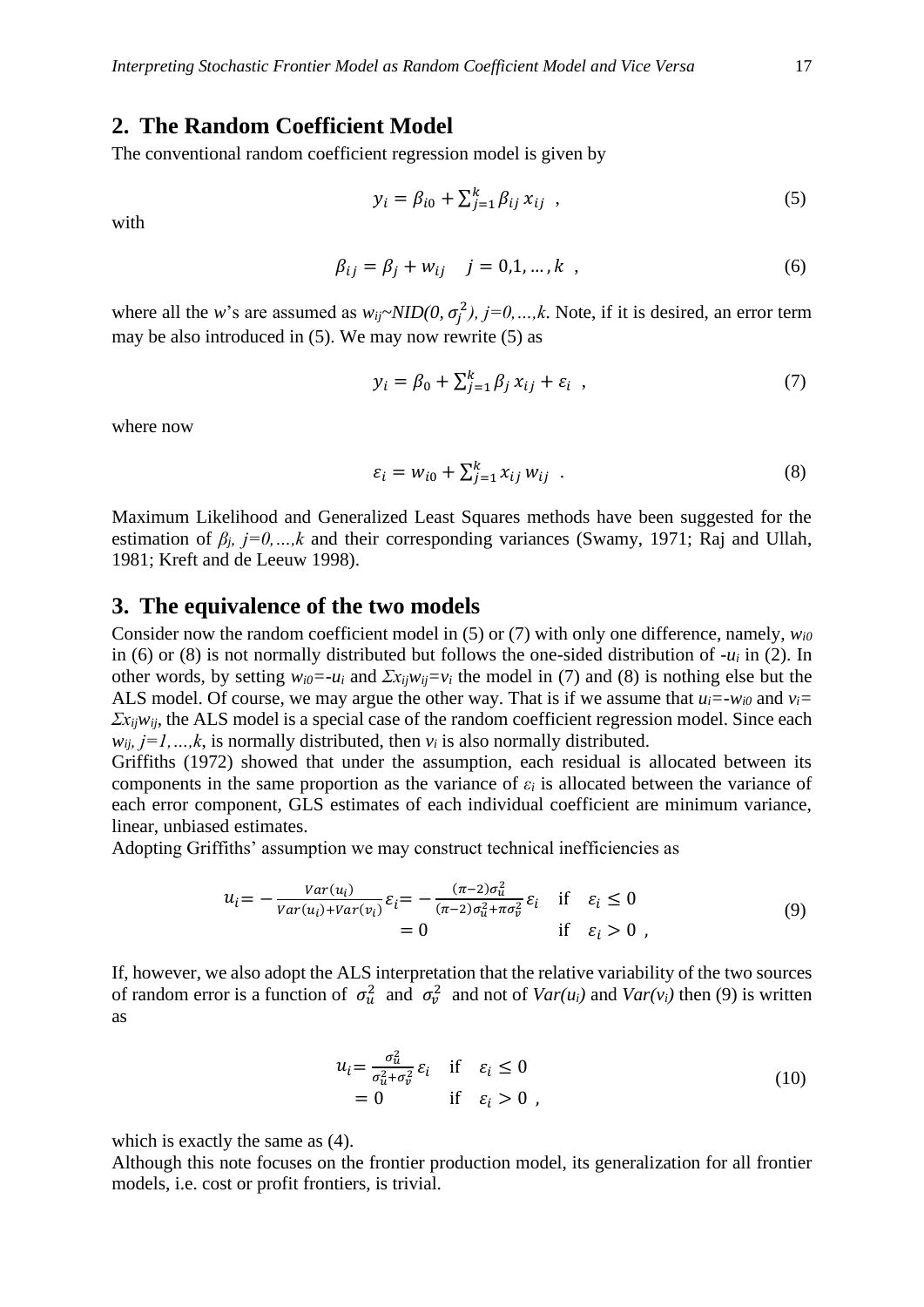## 2. The Random Coefficient Model

The conventional random coefficient regression model is given by

$$y_i = \beta_{i0} + \sum_{j=1}^{k} \beta_{ij}\, x_{ij} \ \ , \tag{5}$$

with

$$\beta_{ij} = \beta_j + w_{ij} \quad j = 0,1,\dots,k \ \ , \tag{6}$$

where all the *w*'s are assumed as $w_{ij} \sim NID(0, \sigma_j^2),\ j=0,\dots,k$. Note, if it is desired, an error term may be also introduced in (5). We may now rewrite (5) as

$$y_i = \beta_0 + \sum_{j=1}^{k} \beta_j\, x_{ij} + \varepsilon_i \ \ , \tag{7}$$

where now

$$\varepsilon_i = w_{i0} + \sum_{j=1}^{k} x_{ij}\, w_{ij} \ \ . \tag{8}$$

Maximum Likelihood and Generalized Least Squares methods have been suggested for the estimation of $\beta_j,\ j=0,\dots,k$ and their corresponding variances (Swamy, 1971; Raj and Ullah, 1981; Kreft and de Leeuw 1998).

## 3. The equivalence of the two models

Consider now the random coefficient model in (5) or (7) with only one difference, namely, $w_{i0}$ in (6) or (8) is not normally distributed but follows the one-sided distribution of $-u_i$ in (2). In other words, by setting $w_{i0}=-u_i$ and $\Sigma x_{ij}w_{ij}=v_i$ the model in (7) and (8) is nothing else but the ALS model. Of course, we may argue the other way. That is if we assume that $u_i=-w_{i0}$ and $v_i= \Sigma x_{ij}w_{ij}$, the ALS model is a special case of the random coefficient regression model. Since each $w_{ij},\ j=1,\dots,k$, is normally distributed, then $v_i$ is also normally distributed.

Griffiths (1972) showed that under the assumption, each residual is allocated between its components in the same proportion as the variance of $\varepsilon_i$ is allocated between the variance of each error component, GLS estimates of each individual coefficient are minimum variance, linear, unbiased estimates.

Adopting Griffiths' assumption we may construct technical inefficiencies as

$$\begin{aligned} u_i &= -\frac{Var(u_i)}{Var(u_i)+Var(v_i)}\varepsilon_i = -\frac{(\pi-2)\sigma_u^2}{(\pi-2)\sigma_u^2+\pi\sigma_v^2}\varepsilon_i \quad &&\text{if} \quad \varepsilon_i \le 0 \\ &= 0 &&\text{if} \quad \varepsilon_i > 0\ , \end{aligned} \tag{9}$$

If, however, we also adopt the ALS interpretation that the relative variability of the two sources of random error is a function of $\sigma_u^2$ and $\sigma_v^2$ and not of $Var(u_i)$ and $Var(v_i)$ then (9) is written as

$$\begin{aligned} u_i &= \frac{\sigma_u^2}{\sigma_u^2+\sigma_v^2}\varepsilon_i \quad &&\text{if} \quad \varepsilon_i \le 0 \\ &= 0 &&\text{if} \quad \varepsilon_i > 0\ , \end{aligned} \tag{10}$$

which is exactly the same as (4).

Although this note focuses on the frontier production model, its generalization for all frontier models, i.e. cost or profit frontiers, is trivial.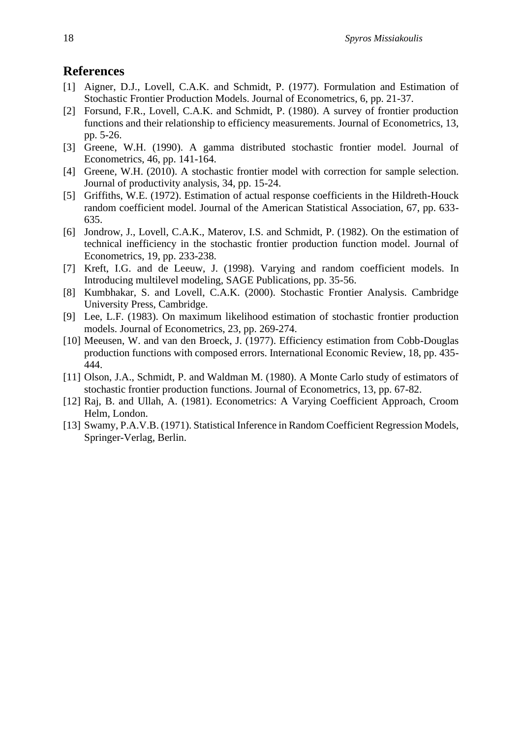## References

[1] Aigner, D.J., Lovell, C.A.K. and Schmidt, P. (1977). Formulation and Estimation of Stochastic Frontier Production Models. Journal of Econometrics, 6, pp. 21-37.

[2] Forsund, F.R., Lovell, C.A.K. and Schmidt, P. (1980). A survey of frontier production functions and their relationship to efficiency measurements. Journal of Econometrics, 13, pp. 5-26.

[3] Greene, W.H. (1990). A gamma distributed stochastic frontier model. Journal of Econometrics, 46, pp. 141-164.

[4] Greene, W.H. (2010). A stochastic frontier model with correction for sample selection. Journal of productivity analysis, 34, pp. 15-24.

[5] Griffiths, W.E. (1972). Estimation of actual response coefficients in the Hildreth-Houck random coefficient model. Journal of the American Statistical Association, 67, pp. 633-635.

[6] Jondrow, J., Lovell, C.A.K., Materov, I.S. and Schmidt, P. (1982). On the estimation of technical inefficiency in the stochastic frontier production function model. Journal of Econometrics, 19, pp. 233-238.

[7] Kreft, I.G. and de Leeuw, J. (1998). Varying and random coefficient models. In Introducing multilevel modeling, SAGE Publications, pp. 35-56.

[8] Kumbhakar, S. and Lovell, C.A.K. (2000). Stochastic Frontier Analysis. Cambridge University Press, Cambridge.

[9] Lee, L.F. (1983). On maximum likelihood estimation of stochastic frontier production models. Journal of Econometrics, 23, pp. 269-274.

[10] Meeusen, W. and van den Broeck, J. (1977). Efficiency estimation from Cobb-Douglas production functions with composed errors. International Economic Review, 18, pp. 435-444.

[11] Olson, J.A., Schmidt, P. and Waldman M. (1980). A Monte Carlo study of estimators of stochastic frontier production functions. Journal of Econometrics, 13, pp. 67-82.

[12] Raj, B. and Ullah, A. (1981). Econometrics: A Varying Coefficient Approach, Croom Helm, London.

[13] Swamy, P.A.V.B. (1971). Statistical Inference in Random Coefficient Regression Models, Springer-Verlag, Berlin.